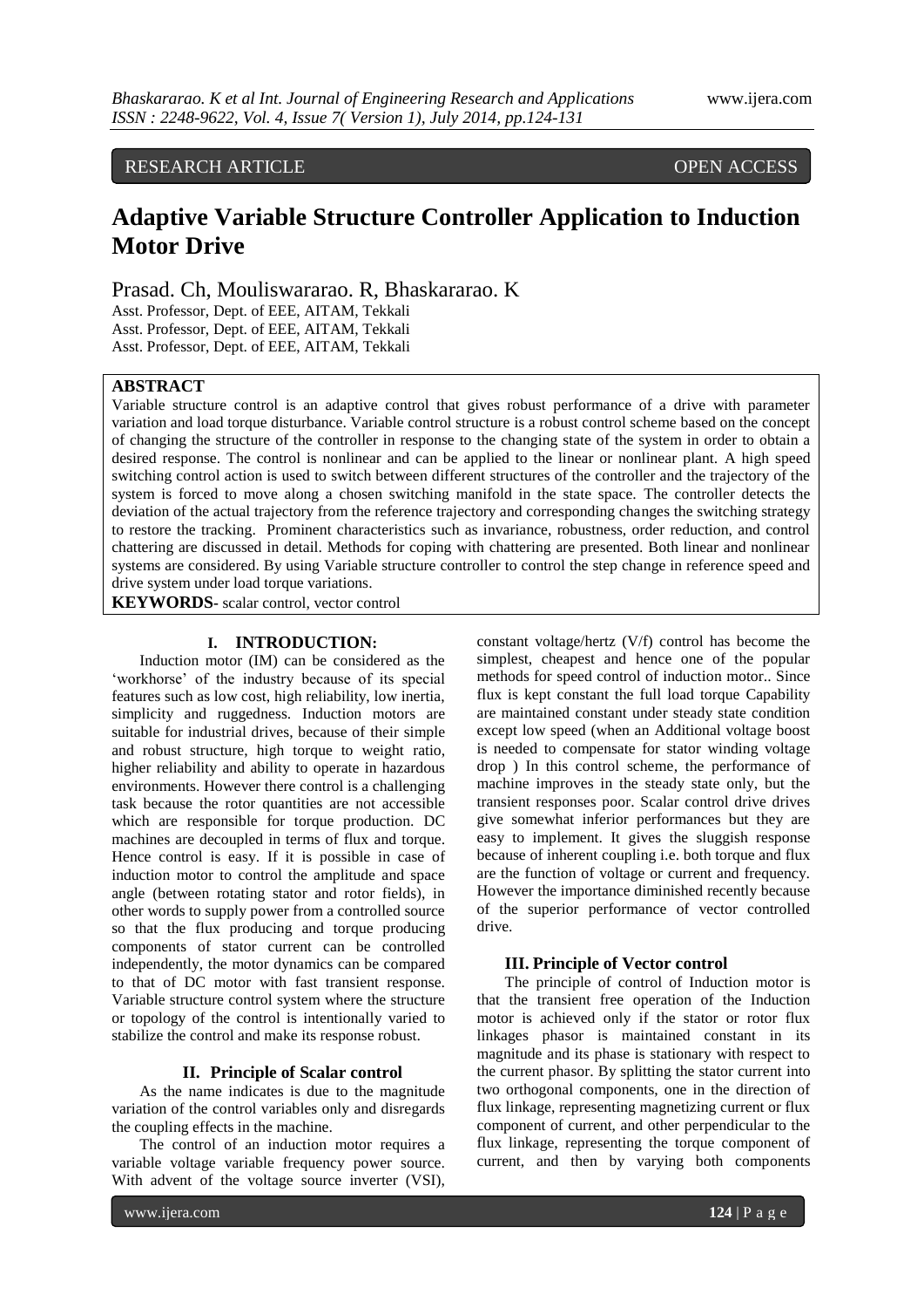RESEARCH ARTICLE OPEN ACCESS

# Adaptive Variable Structure Controller Application to Induction Motor Drive

Prasad. Ch, Mouliswararao. R, Bhaskararao. K

Asst. Professor, Dept. of EEE, AITAM, Tekkali
Asst. Professor, Dept. of EEE, AITAM, Tekkali
Asst. Professor, Dept. of EEE, AITAM, Tekkali

## ABSTRACT

Variable structure control is an adaptive control that gives robust performance of a drive with parameter variation and load torque disturbance. Variable control structure is a robust control scheme based on the concept of changing the structure of the controller in response to the changing state of the system in order to obtain a desired response. The control is nonlinear and can be applied to the linear or nonlinear plant. A high speed switching control action is used to switch between different structures of the controller and the trajectory of the system is forced to move along a chosen switching manifold in the state space. The controller detects the deviation of the actual trajectory from the reference trajectory and corresponding changes the switching strategy to restore the tracking. Prominent characteristics such as invariance, robustness, order reduction, and control chattering are discussed in detail. Methods for coping with chattering are presented. Both linear and nonlinear systems are considered. By using Variable structure controller to control the step change in reference speed and drive system under load torque variations.

**KEYWORDS**- scalar control, vector control

## I. INTRODUCTION:

Induction motor (IM) can be considered as the 'workhorse' of the industry because of its special features such as low cost, high reliability, low inertia, simplicity and ruggedness. Induction motors are suitable for industrial drives, because of their simple and robust structure, high torque to weight ratio, higher reliability and ability to operate in hazardous environments. However there control is a challenging task because the rotor quantities are not accessible which are responsible for torque production. DC machines are decoupled in terms of flux and torque. Hence control is easy. If it is possible in case of induction motor to control the amplitude and space angle (between rotating stator and rotor fields), in other words to supply power from a controlled source so that the flux producing and torque producing components of stator current can be controlled independently, the motor dynamics can be compared to that of DC motor with fast transient response. Variable structure control system where the structure or topology of the control is intentionally varied to stabilize the control and make its response robust.

## II. Principle of Scalar control

As the name indicates is due to the magnitude variation of the control variables only and disregards the coupling effects in the machine.

The control of an induction motor requires a variable voltage variable frequency power source. With advent of the voltage source inverter (VSI), constant voltage/hertz (V/f) control has become the simplest, cheapest and hence one of the popular methods for speed control of induction motor.. Since flux is kept constant the full load torque Capability are maintained constant under steady state condition except low speed (when an Additional voltage boost is needed to compensate for stator winding voltage drop ) In this control scheme, the performance of machine improves in the steady state only, but the transient responses poor. Scalar control drive drives give somewhat inferior performances but they are easy to implement. It gives the sluggish response because of inherent coupling i.e. both torque and flux are the function of voltage or current and frequency. However the importance diminished recently because of the superior performance of vector controlled drive.

## III. Principle of Vector control

The principle of control of Induction motor is that the transient free operation of the Induction motor is achieved only if the stator or rotor flux linkages phasor is maintained constant in its magnitude and its phase is stationary with respect to the current phasor. By splitting the stator current into two orthogonal components, one in the direction of flux linkage, representing magnetizing current or flux component of current, and other perpendicular to the flux linkage, representing the torque component of current, and then by varying both components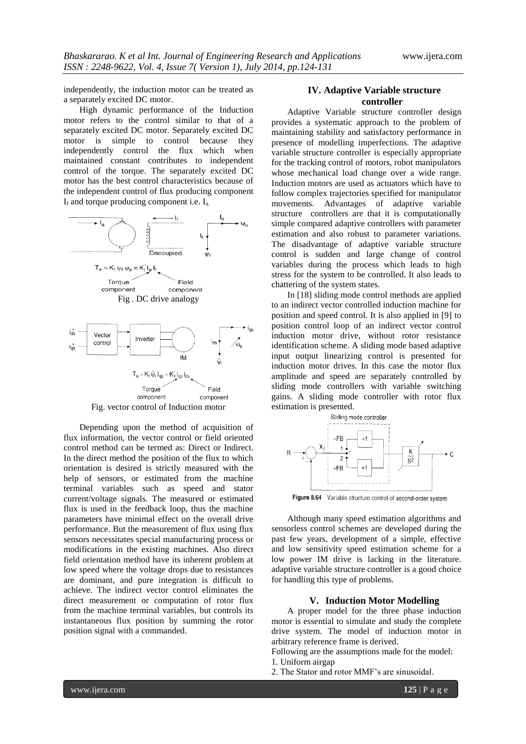independently, the induction motor can be treated as a separately excited DC motor.

High dynamic performance of the Induction motor refers to the control similar to that of a separately excited DC motor. Separately excited DC motor is simple to control because they independently control the flux which when maintained constant contributes to independent control of the torque. The separately excited DC motor has the best control characteristics because of the independent control of flux producing component $I_f$ and torque producing component i.e. $I_a$.

$$T_e = K_t \psi_f \psi_a = K_t' I_a I_f$$

Fig . DC drive analogy

$$T_e = K_t \hat{\psi}_r i_{qs} = K_t' i_{qs} i_{ds}$$

Fig. vector control of Induction motor

Depending upon the method of acquisition of flux information, the vector control or field oriented control method can be termed as: Direct or Indirect. In the direct method the position of the flux to which orientation is desired is strictly measured with the help of sensors, or estimated from the machine terminal variables such as speed and stator current/voltage signals. The measured or estimated flux is used in the feedback loop, thus the machine parameters have minimal effect on the overall drive performance. But the measurement of flux using flux sensors necessitates special manufacturing process or modifications in the existing machines. Also direct field orientation method have its inherent problem at low speed where the voltage drops due to resistances are dominant, and pure integration is difficult to achieve. The indirect vector control eliminates the direct measurement or computation of rotor flux from the machine terminal variables, but controls its instantaneous flux position by summing the rotor position signal with a commanded.

## IV. Adaptive Variable structure controller

Adaptive Variable structure controller design provides a systematic approach to the problem of maintaining stability and satisfactory performance in presence of modelling imperfections. The adaptive variable structure controller is especially appropriate for the tracking control of motors, robot manipulators whose mechanical load change over a wide range. Induction motors are used as actuators which have to follow complex trajectories specified for manipulator movements. Advantages of adaptive variable structure controllers are that it is computationally simple compared adaptive controllers with parameter estimation and also robust to parameter variations. The disadvantage of adaptive variable structure control is sudden and large change of control variables during the process which leads to high stress for the system to be controlled. It also leads to chattering of the system states.

In [18] sliding mode control methods are applied to an indirect vector controlled induction machine for position and speed control. It is also applied in [9] to position control loop of an indirect vector control induction motor drive, without rotor resistance identification scheme. A sliding mode based adaptive input output linearizing control is presented for induction motor drives. In this case the motor flux amplitude and speed are separately controlled by sliding mode controllers with variable switching gains. A sliding mode controller with rotor flux estimation is presented.

**Figure 8.64** Variable structure control of second-order system

Although many speed estimation algorithms and sensorless control schemes are developed during the past few years, development of a simple, effective and low sensitivity speed estimation scheme for a low power IM drive is lacking in the literature. adaptive variable structure controller is a good choice for handling this type of problems.

## V. Induction Motor Modelling

A proper model for the three phase induction motor is essential to simulate and study the complete drive system. The model of induction motor in arbitrary reference frame is derived.

Following are the assumptions made for the model:

1. Uniform airgap
2. The Stator and rotor MMF's are sinusoidal.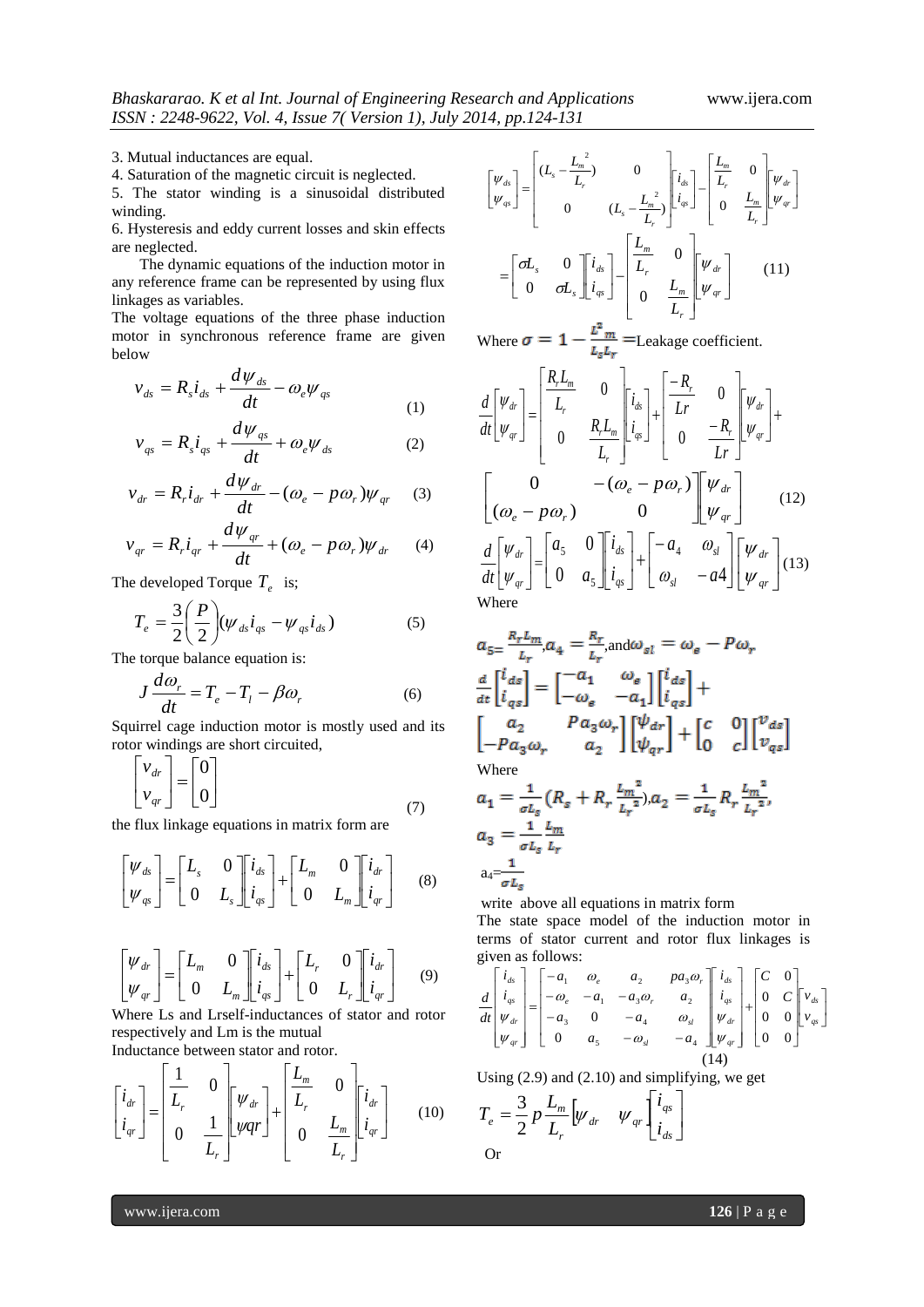3. Mutual inductances are equal.

4. Saturation of the magnetic circuit is neglected.

5. The stator winding is a sinusoidal distributed winding.

6. Hysteresis and eddy current losses and skin effects are neglected.

The dynamic equations of the induction motor in any reference frame can be represented by using flux linkages as variables.

The voltage equations of the three phase induction motor in synchronous reference frame are given below

$$v_{ds} = R_s i_{ds} + \frac{d\psi_{ds}}{dt} - \omega_e \psi_{qs} \quad (1)$$

$$v_{qs} = R_s i_{qs} + \frac{d\psi_{qs}}{dt} + \omega_e \psi_{ds} \quad (2)$$

$$v_{dr} = R_r i_{dr} + \frac{d\psi_{dr}}{dt} - (\omega_e - p\omega_r)\psi_{qr} \quad (3)$$

$$v_{qr} = R_r i_{qr} + \frac{d\psi_{qr}}{dt} + (\omega_e - p\omega_r)\psi_{dr} \quad (4)$$

The developed Torque $T_e$ is;

$$T_e = \frac{3}{2}\left(\frac{P}{2}\right)(\psi_{ds} i_{qs} - \psi_{qs} i_{ds}) \quad (5)$$

The torque balance equation is:

$$J\frac{d\omega_r}{dt} = T_e - T_l - \beta\omega_r \quad (6)$$

Squirrel cage induction motor is mostly used and its rotor windings are short circuited,

$$\begin{bmatrix} v_{dr} \\ v_{qr} \end{bmatrix} = \begin{bmatrix} 0 \\ 0 \end{bmatrix} \quad (7)$$

the flux linkage equations in matrix form are

$$\begin{bmatrix} \psi_{ds} \\ \psi_{qs} \end{bmatrix} = \begin{bmatrix} L_s & 0 \\ 0 & L_s \end{bmatrix}\begin{bmatrix} i_{ds} \\ i_{qs} \end{bmatrix} + \begin{bmatrix} L_m & 0 \\ 0 & L_m \end{bmatrix}\begin{bmatrix} i_{dr} \\ i_{qr} \end{bmatrix} \quad (8)$$

$$\begin{bmatrix} \psi_{dr} \\ \psi_{qr} \end{bmatrix} = \begin{bmatrix} L_m & 0 \\ 0 & L_m \end{bmatrix}\begin{bmatrix} i_{ds} \\ i_{qs} \end{bmatrix} + \begin{bmatrix} L_r & 0 \\ 0 & L_r \end{bmatrix}\begin{bmatrix} i_{dr} \\ i_{qr} \end{bmatrix} \quad (9)$$

Where Ls and Lrself-inductances of stator and rotor respectively and Lm is the mutual Inductance between stator and rotor.

$$\begin{bmatrix} i_{dr} \\ i_{qr} \end{bmatrix} = \begin{bmatrix} \frac{1}{L_r} & 0 \\ 0 & \frac{1}{L_r} \end{bmatrix}\begin{bmatrix} \psi_{dr} \\ \psi qr \end{bmatrix} + \begin{bmatrix} \frac{L_m}{L_r} & 0 \\ 0 & \frac{L_m}{L_r} \end{bmatrix}\begin{bmatrix} i_{dr} \\ i_{qr} \end{bmatrix} \quad (10)$$

$$\begin{bmatrix} \psi_{ds} \\ \psi_{qs} \end{bmatrix} = \begin{bmatrix} (L_s - \frac{L_m^2}{L_r}) & 0 \\ 0 & (L_s - \frac{L_m^2}{L_r}) \end{bmatrix}\begin{bmatrix} i_{ds} \\ i_{qs} \end{bmatrix} - \begin{bmatrix} \frac{L_m}{L_r} & 0 \\ 0 & \frac{L_m}{L_r} \end{bmatrix}\begin{bmatrix} \psi_{dr} \\ \psi_{qr} \end{bmatrix}$$

$$= \begin{bmatrix} \sigma L_s & 0 \\ 0 & \sigma L_s \end{bmatrix}\begin{bmatrix} i_{ds} \\ i_{qs} \end{bmatrix} - \begin{bmatrix} \frac{L_m}{L_r} & 0 \\ 0 & \frac{L_m}{L_r} \end{bmatrix}\begin{bmatrix} \psi_{dr} \\ \psi_{qr} \end{bmatrix} \quad (11)$$

Where $\sigma = 1 - \frac{L^2_m}{L_s L_r}$ =Leakage coefficient.

$$\frac{d}{dt}\begin{bmatrix} \psi_{dr} \\ \psi_{qr} \end{bmatrix} = \begin{bmatrix} \frac{R_r L_m}{L_r} & 0 \\ 0 & \frac{R_r L_m}{L_r} \end{bmatrix}\begin{bmatrix} i_{ds} \\ i_{qs} \end{bmatrix} + \begin{bmatrix} \frac{-R_r}{Lr} & 0 \\ 0 & \frac{-R_r}{Lr} \end{bmatrix}\begin{bmatrix} \psi_{dr} \\ \psi_{qr} \end{bmatrix} +$$

$$\begin{bmatrix} 0 & -(\omega_e - p\omega_r) \\ (\omega_e - p\omega_r) & 0 \end{bmatrix}\begin{bmatrix} \psi_{dr} \\ \psi_{qr} \end{bmatrix} \quad (12)$$

$$\frac{d}{dt}\begin{bmatrix} \psi_{dr} \\ \psi_{qr} \end{bmatrix} = \begin{bmatrix} a_5 & 0 \\ 0 & a_5 \end{bmatrix}\begin{bmatrix} i_{ds} \\ i_{qs} \end{bmatrix} + \begin{bmatrix} -a_4 & \omega_{sl} \\ \omega_{sl} & -a4 \end{bmatrix}\begin{bmatrix} \psi_{dr} \\ \psi_{qr} \end{bmatrix} \quad (13)$$

Where

$a_5 = \frac{R_r L_m}{L_r}$, $a_4 = \frac{R_r}{L_r}$, and $\omega_{sl} = \omega_e - P\omega_r$

$$\frac{d}{dt}\begin{bmatrix} i_{ds} \\ i_{qs} \end{bmatrix} = \begin{bmatrix} -a_1 & \omega_e \\ -\omega_e & -a_1 \end{bmatrix}\begin{bmatrix} i_{ds} \\ i_{qs} \end{bmatrix} + \begin{bmatrix} a_2 & Pa_3\omega_r \\ -Pa_3\omega_r & a_2 \end{bmatrix}\begin{bmatrix} \psi_{dr} \\ \psi_{qr} \end{bmatrix} + \begin{bmatrix} c & 0 \\ 0 & c \end{bmatrix}\begin{bmatrix} v_{ds} \\ v_{qs} \end{bmatrix}$$

Where

$a_1 = \frac{1}{\sigma L_s}(R_s + R_r \frac{L_m^2}{L_r^2})$, $a_2 = \frac{1}{\sigma L_s} R_r \frac{L_m^2}{L_r^2}$,

$a_3 = \frac{1}{\sigma L_s}\frac{L_m}{L_r}$

$a_4 = \frac{1}{\sigma L_s}$

write above all equations in matrix form

The state space model of the induction motor in terms of stator current and rotor flux linkages is given as follows:

$$\frac{d}{dt}\begin{bmatrix} i_{ds} \\ i_{qs} \\ \psi_{dr} \\ \psi_{qr} \end{bmatrix} = \begin{bmatrix} -a_1 & \omega_e & a_2 & pa_3\omega_r \\ -\omega_e & -a_1 & -a_3\omega_r & a_2 \\ -a_3 & 0 & -a_4 & \omega_{sl} \\ 0 & a_5 & -\omega_{sl} & -a_4 \end{bmatrix}\begin{bmatrix} i_{ds} \\ i_{qs} \\ \psi_{dr} \\ \psi_{qr} \end{bmatrix} + \begin{bmatrix} C & 0 \\ 0 & C \\ 0 & 0 \\ 0 & 0 \end{bmatrix}\begin{bmatrix} v_{ds} \\ v_{qs} \end{bmatrix} \quad (14)$$

Using (2.9) and (2.10) and simplifying, we get

$$T_e = \frac{3}{2}p\frac{L_m}{L_r}\begin{bmatrix} \psi_{dr} & \psi_{qr} \end{bmatrix}\begin{bmatrix} i_{qs} \\ i_{ds} \end{bmatrix}$$

Or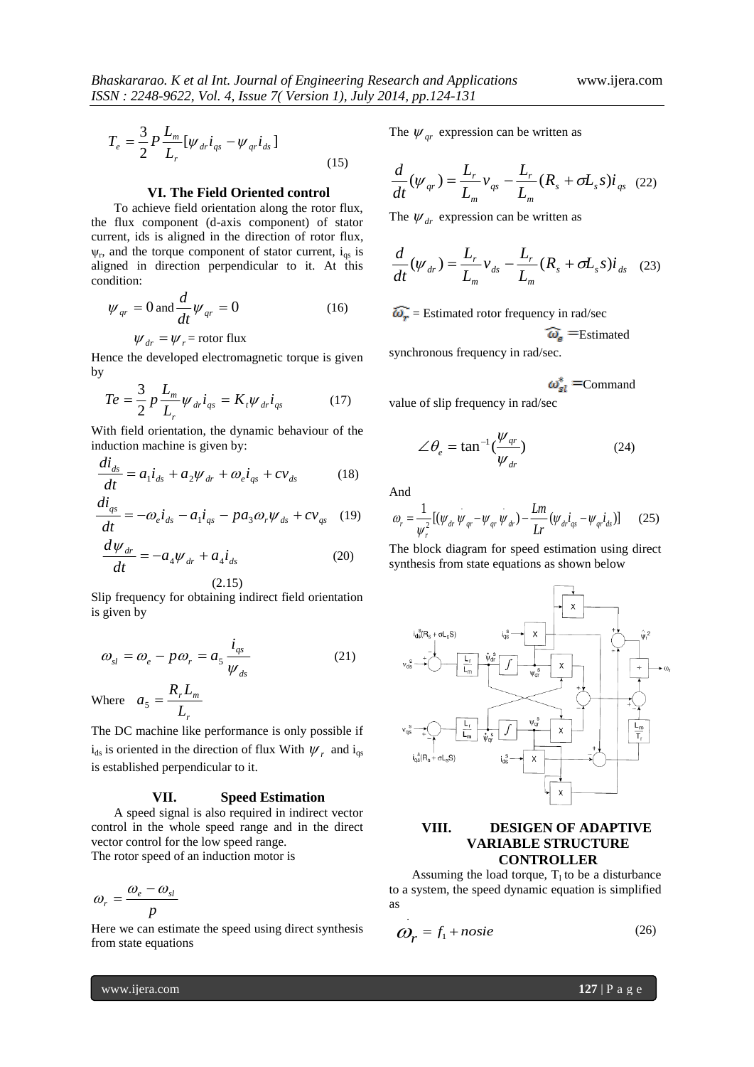$$T_e = \frac{3}{2} P \frac{L_m}{L_r} [\psi_{dr} i_{qs} - \psi_{qr} i_{ds}] \tag{15}$$

## VI. The Field Oriented control

To achieve field orientation along the rotor flux, the flux component (d-axis component) of stator current, ids is aligned in the direction of rotor flux, $\psi_r$, and the torque component of stator current, $i_{qs}$ is aligned in direction perpendicular to it. At this condition:

$$\psi_{qr} = 0 \text{ and } \frac{d}{dt}\psi_{qr} = 0 \tag{16}$$

$\psi_{dr} = \psi_r$ = rotor flux

Hence the developed electromagnetic torque is given by

$$Te = \frac{3}{2} p \frac{L_m}{L_r} \psi_{dr} i_{qs} = K_t \psi_{dr} i_{qs} \tag{17}$$

With field orientation, the dynamic behaviour of the induction machine is given by:

$$\frac{di_{ds}}{dt} = a_1 i_{ds} + a_2 \psi_{dr} + \omega_e i_{qs} + c v_{ds} \tag{18}$$

$$\frac{di_{qs}}{dt} = -\omega_e i_{ds} - a_1 i_{qs} - p a_3 \omega_r \psi_{ds} + c v_{qs} \tag{19}$$

$$\frac{d\psi_{dr}}{dt} = -a_4 \psi_{dr} + a_4 i_{ds} \tag{20}$$

(2.15)

Slip frequency for obtaining indirect field orientation is given by

$$\omega_{sl} = \omega_e - p\omega_r = a_5 \frac{i_{qs}}{\psi_{ds}} \tag{21}$$

Where $a_5 = \dfrac{R_r L_m}{L_r}$

The DC machine like performance is only possible if $i_{ds}$ is oriented in the direction of flux With $\psi_r$ and $i_{qs}$ is established perpendicular to it.

## VII. Speed Estimation

A speed signal is also required in indirect vector control in the whole speed range and in the direct vector control for the low speed range.

The rotor speed of an induction motor is

$$\omega_r = \frac{\omega_e - \omega_{sl}}{p}$$

Here we can estimate the speed using direct synthesis from state equations

The $\psi_{qr}$ expression can be written as

$$\frac{d}{dt}(\psi_{qr}) = \frac{L_r}{L_m} v_{qs} - \frac{L_r}{L_m}(R_s + \sigma L_s s) i_{qs} \tag{22}$$

The $\psi_{dr}$ expression can be written as

$$\frac{d}{dt}(\psi_{dr}) = \frac{L_r}{L_m} v_{ds} - \frac{L_r}{L_m}(R_s + \sigma L_s s) i_{ds} \tag{23}$$

$\widehat{\omega_r}$ = Estimated rotor frequency in rad/sec

$\widehat{\omega_e}$ = Estimated synchronous frequency in rad/sec.

$\omega_{sl}^*$ = Command value of slip frequency in rad/sec

$$\angle\theta_e = \tan^{-1}\left(\frac{\psi_{qr}}{\psi_{dr}}\right) \tag{24}$$

And

$$\omega_r = \frac{1}{\psi_r^2}\left[(\psi_{dr}\dot{\psi}_{qr} - \psi_{qr}\dot{\psi}_{dr}) - \frac{Lm}{Lr}(\psi_{dr} i_{qs} - \psi_{qr} i_{ds})\right] \tag{25}$$

The block diagram for speed estimation using direct synthesis from state equations as shown below

## VIII. DESIGEN OF ADAPTIVE VARIABLE STRUCTURE CONTROLLER

Assuming the load torque, $T_l$ to be a disturbance to a system, the speed dynamic equation is simplified as

$$\dot{\omega}_r = f_1 + nosie \tag{26}$$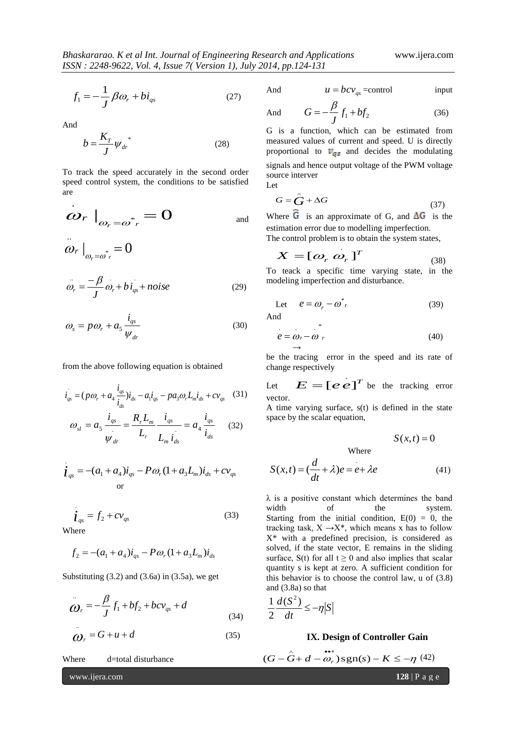$$f_1 = -\frac{1}{J}\beta\omega_r + bi_{qs} \tag{27}$$

And

$$b = \frac{K_T}{J}\psi_{dr}^{\ *} \tag{28}$$

To track the speed accurately in the second order speed control system, the conditions to be satisfied are

$$\dot{\omega}_r \ |_{\omega_r = \omega^*_r} = 0$$

and

$$\ddot{\omega}_r \ |_{\omega_r = \omega^*_r} = 0$$

$$\ddot{\omega}_r = \frac{-\beta}{J}\dot{\omega}_r + b\dot{i}_{qs} + noise \tag{29}$$

$$\omega_s = p\omega_r + a_5\frac{i_{qs}}{\psi_{dr}} \tag{30}$$

from the above following equation is obtained

$$\dot{i}_{qs} = (p\omega_r + a_4\frac{i_{qs}}{i_{ds}})i_{ds} - a_1 i_{qs} - pa_3\omega_r L_m i_{ds} + cv_{qs} \tag{31}$$

$$\omega_{sl} = a_5\frac{i_{qs}}{\dot{\psi}_{dr}} = \frac{R_r L_m}{L_r}\frac{i_{qs}}{L_m\dot{i}_{ds}} = a_4\frac{i_{qs}}{\dot{i}_{ds}} \tag{32}$$

$$\dot{i}_{qs} = -(a_1 + a_4)i_{qs} - P\omega_r(1 + a_3 L_m)i_{ds} + cv_{qs}$$

or

$$\dot{i}_{qs} = f_2 + cv_{qs} \tag{33}$$

Where

$$f_2 = -(a_1 + a_4)i_{qs} - P\omega_r(1 + a_3 L_m)i_{ds}$$

Substituting (3.2) and (3.6a) in (3.5a), we get

$$\ddot{\omega}_r = -\frac{\beta}{J}f_1 + bf_2 + bcv_{qs} + d \tag{34}$$

$$\ddot{\omega}_r = G + u + d \tag{35}$$

Where d=total disturbance

And $u = bcv_{qs}$ =control input

And

$$G = -\frac{\beta}{J}f_1 + bf_2 \tag{36}$$

G is a function, which can be estimated from measured values of current and speed. U is directly proportional to $v_{qs}$ and decides the modulating signals and hence output voltage of the PWM voltage source interver

Let

$$G = \hat{G} + \Delta G \tag{37}$$

Where $\hat{G}$ is an approximate of G, and $\Delta G$ is the estimation error due to modelling imperfection.

The control problem is to obtain the system states,

$$X = [\omega_r \ \dot{\omega}_r]^T \tag{38}$$

To teack a specific time varying state, in the modeling imperfection and disturbance.

Let

$$e = \omega_r - \omega^*_r \tag{39}$$

And

$$\dot{e} = \dot{\omega}_r - \dot{\omega}^*_r \tag{40}$$

be the tracing error in the speed and its rate of change respectively

Let $E = [e\ \dot{e}]^T$ be the tracking error vector.

A time varying surface, s(t) is defined in the state space by the scalar equation,

$$S(x,t) = 0$$

Where

$$S(x,t) = (\frac{d}{dt} + \lambda)e = \dot{e} + \lambda e \tag{41}$$

λ is a positive constant which determines the band width of the system. Starting from the initial condition, E(0) = 0, the tracking task, X →X*, which means x has to follow X* with a predefined precision, is considered as solved, if the state vector, E remains in the sliding surface, S(t) for all t ≥ 0 and also implies that scalar quantity s is kept at zero. A sufficient condition for this behavior is to choose the control law, u of (3.8) and (3.8a) so that

$$\frac{1}{2}\frac{d(S^2)}{dt} \leq -\eta|S|$$

## IX. Design of Controller Gain

$$(G - \hat{G} + d - \ddot{\omega}^*_r)\,\mathrm{sgn}(s) - K \leq -\eta \tag{42}$$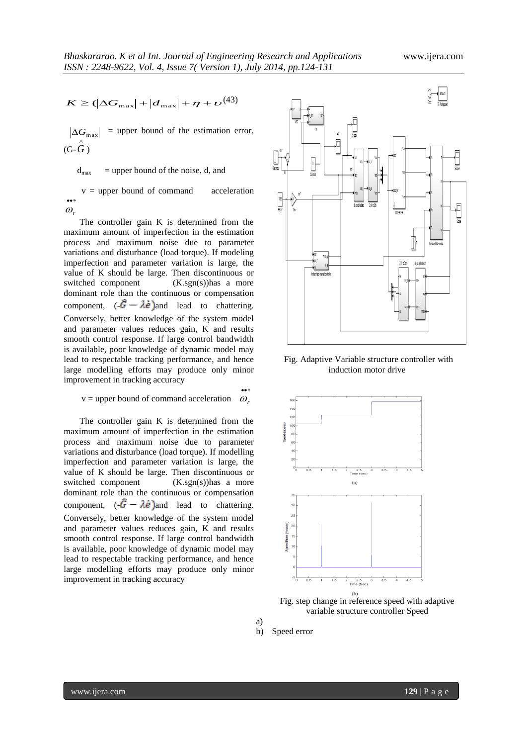$$K \geq (|\Delta G_{\max}| + |d_{\max}| + \eta + \upsilon \quad (43)$$

$|\Delta G_{\max}|$ = upper bound of the estimation error, $(G-\hat{G})$

$d_{max}$ = upper bound of the noise, d, and

v = upper bound of command acceleration $\dddot{\omega}_r^*$

The controller gain K is determined from the maximum amount of imperfection in the estimation process and maximum noise due to parameter variations and disturbance (load torque). If modeling imperfection and parameter variation is large, the value of K should be large. Then discontinuous or switched component (K.sgn(s))has a more dominant role than the continuous or compensation component, $(-\hat{G} - \lambda\dot{e})$and lead to chattering. Conversely, better knowledge of the system model and parameter values reduces gain, K and results smooth control response. If large control bandwidth is available, poor knowledge of dynamic model may lead to respectable tracking performance, and hence large modelling efforts may produce only minor improvement in tracking accuracy

v = upper bound of command acceleration $\dddot{\omega}_r^*$

The controller gain K is determined from the maximum amount of imperfection in the estimation process and maximum noise due to parameter variations and disturbance (load torque). If modelling imperfection and parameter variation is large, the value of K should be large. Then discontinuous or switched component (K.sgn(s))has a more dominant role than the continuous or compensation component, $(-\hat{G} - \lambda\dot{e})$and lead to chattering. Conversely, better knowledge of the system model and parameter values reduces gain, K and results smooth control response. If large control bandwidth is available, poor knowledge of dynamic model may lead to respectable tracking performance, and hence large modelling efforts may produce only minor improvement in tracking accuracy

Fig. Adaptive Variable structure controller with induction motor drive

Fig. step change in reference speed with adaptive variable structure controller Speed

a)
b) Speed error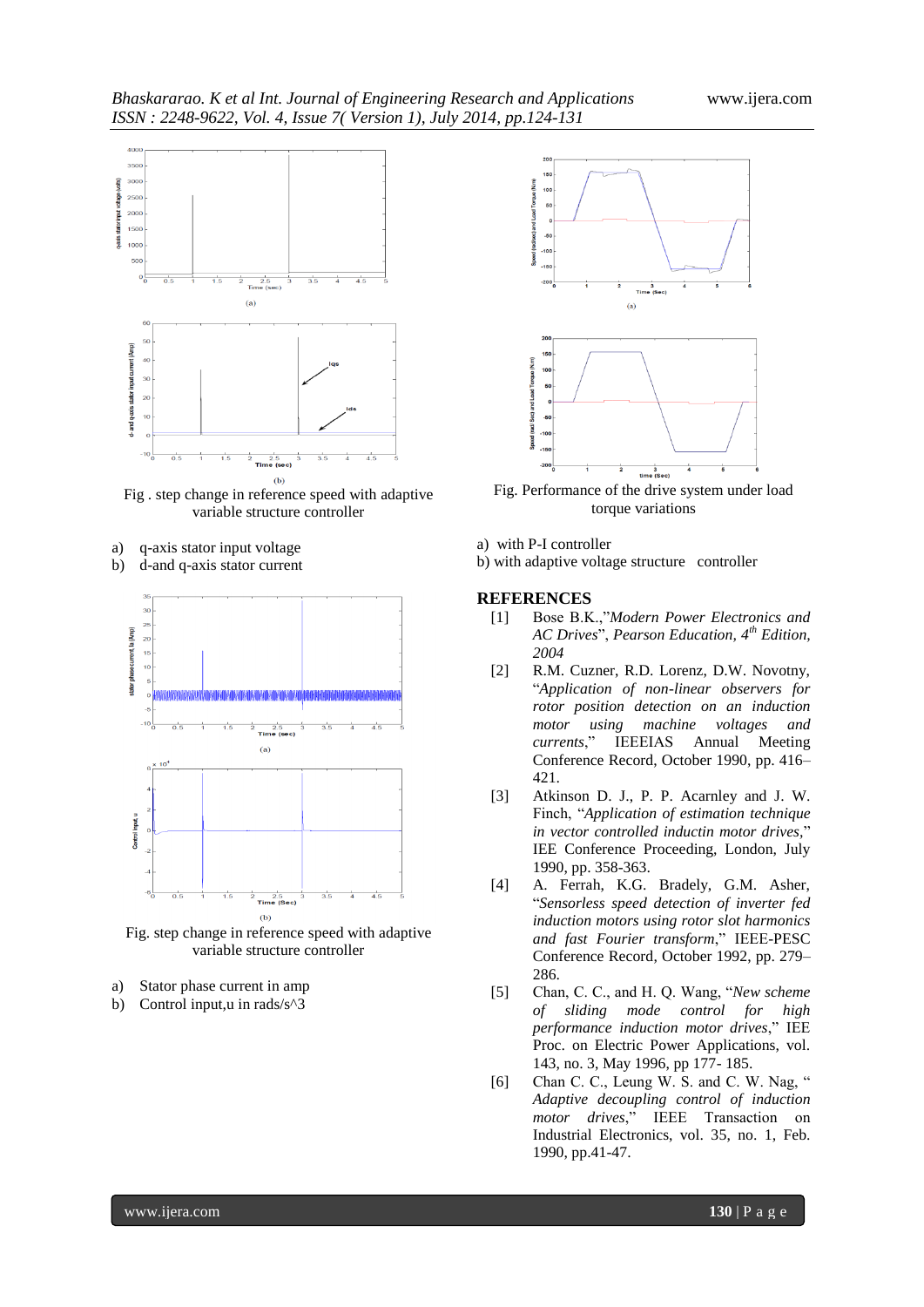Fig . step change in reference speed with adaptive variable structure controller

a) q-axis stator input voltage
b) d-and q-axis stator current

Fig. step change in reference speed with adaptive variable structure controller

a) Stator phase current in amp
b) Control input,u in rads/s^3

Fig. Performance of the drive system under load torque variations

a) with P-I controller
b) with adaptive voltage structure controller

## REFERENCES

[1] Bose B.K.,"*Modern Power Electronics and AC Drives*", *Pearson Education, 4th Edition, 2004*

[2] R.M. Cuzner, R.D. Lorenz, D.W. Novotny, "*Application of non-linear observers for rotor position detection on an induction motor using machine voltages and currents*," IEEEIAS Annual Meeting Conference Record, October 1990, pp. 416–421.

[3] Atkinson D. J., P. P. Acarnley and J. W. Finch, "*Application of estimation technique in vector controlled inductin motor drives*," IEE Conference Proceeding, London, July 1990, pp. 358-363.

[4] A. Ferrah, K.G. Bradely, G.M. Asher, "*Sensorless speed detection of inverter fed induction motors using rotor slot harmonics and fast Fourier transform*," IEEE-PESC Conference Record, October 1992, pp. 279–286.

[5] Chan, C. C., and H. Q. Wang, "*New scheme of sliding mode control for high performance induction motor drives*," IEE Proc. on Electric Power Applications, vol. 143, no. 3, May 1996, pp 177- 185.

[6] Chan C. C., Leung W. S. and C. W. Nag, " *Adaptive decoupling control of induction motor drives*," IEEE Transaction on Industrial Electronics, vol. 35, no. 1, Feb. 1990, pp.41-47.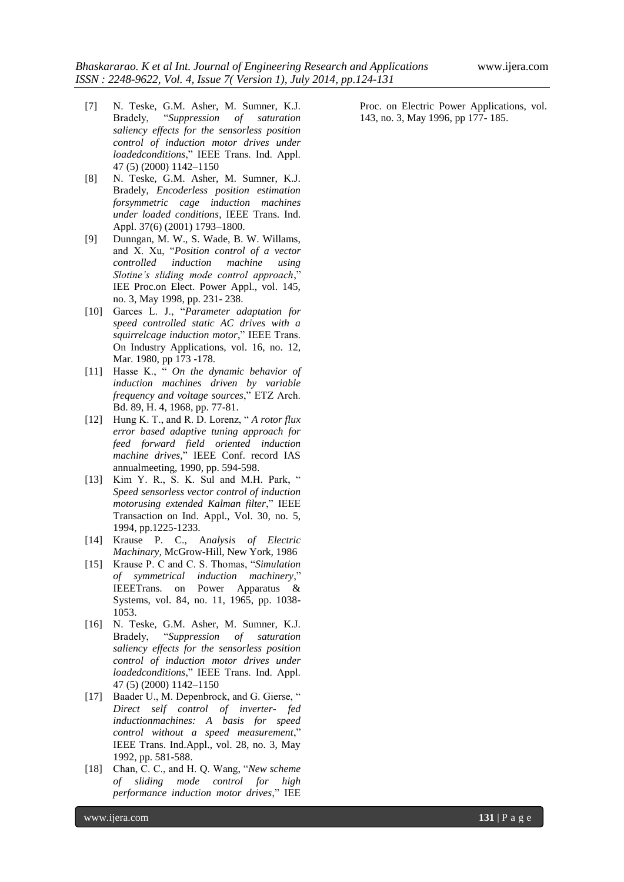[7] N. Teske, G.M. Asher, M. Sumner, K.J. Bradely, "*Suppression of saturation saliency effects for the sensorless position control of induction motor drives under loadedconditions*," IEEE Trans. Ind. Appl. 47 (5) (2000) 1142–1150

[8] N. Teske, G.M. Asher, M. Sumner, K.J. Bradely, *Encoderless position estimation forsymmetric cage induction machines under loaded conditions*, IEEE Trans. Ind. Appl. 37(6) (2001) 1793–1800.

[9] Dunngan, M. W., S. Wade, B. W. Willams, and X. Xu, "*Position control of a vector controlled induction machine using Slotine's sliding mode control approach*," IEE Proc.on Elect. Power Appl., vol. 145, no. 3, May 1998, pp. 231- 238.

[10] Garces L. J., "*Parameter adaptation for speed controlled static AC drives with a squirrelcage induction motor*," IEEE Trans. On Industry Applications, vol. 16, no. 12, Mar. 1980, pp 173 -178.

[11] Hasse K., " *On the dynamic behavior of induction machines driven by variable frequency and voltage sources*," ETZ Arch. Bd. 89, H. 4, 1968, pp. 77-81.

[12] Hung K. T., and R. D. Lorenz, " *A rotor flux error based adaptive tuning approach for feed forward field oriented induction machine drives*," IEEE Conf. record IAS annualmeeting, 1990, pp. 594-598.

[13] Kim Y. R., S. K. Sul and M.H. Park, " *Speed sensorless vector control of induction motorusing extended Kalman filter*," IEEE Transaction on Ind. Appl., Vol. 30, no. 5, 1994, pp.1225-1233.

[14] Krause P. C., A*nalysis of Electric Machinary,* McGrow-Hill, New York, 1986

[15] Krause P. C and C. S. Thomas, "*Simulation of symmetrical induction machinery*," IEEETrans. on Power Apparatus & Systems, vol. 84, no. 11, 1965, pp. 1038-1053.

[16] N. Teske, G.M. Asher, M. Sumner, K.J. Bradely, "*Suppression of saturation saliency effects for the sensorless position control of induction motor drives under loadedconditions*," IEEE Trans. Ind. Appl. 47 (5) (2000) 1142–1150

[17] Baader U., M. Depenbrock, and G. Gierse, " *Direct self control of inverter- fed inductionmachines: A basis for speed control without a speed measurement*," IEEE Trans. Ind.Appl., vol. 28, no. 3, May 1992, pp. 581-588.

[18] Chan, C. C., and H. Q. Wang, "*New scheme of sliding mode control for high performance induction motor drives*," IEE Proc. on Electric Power Applications, vol. 143, no. 3, May 1996, pp 177- 185.